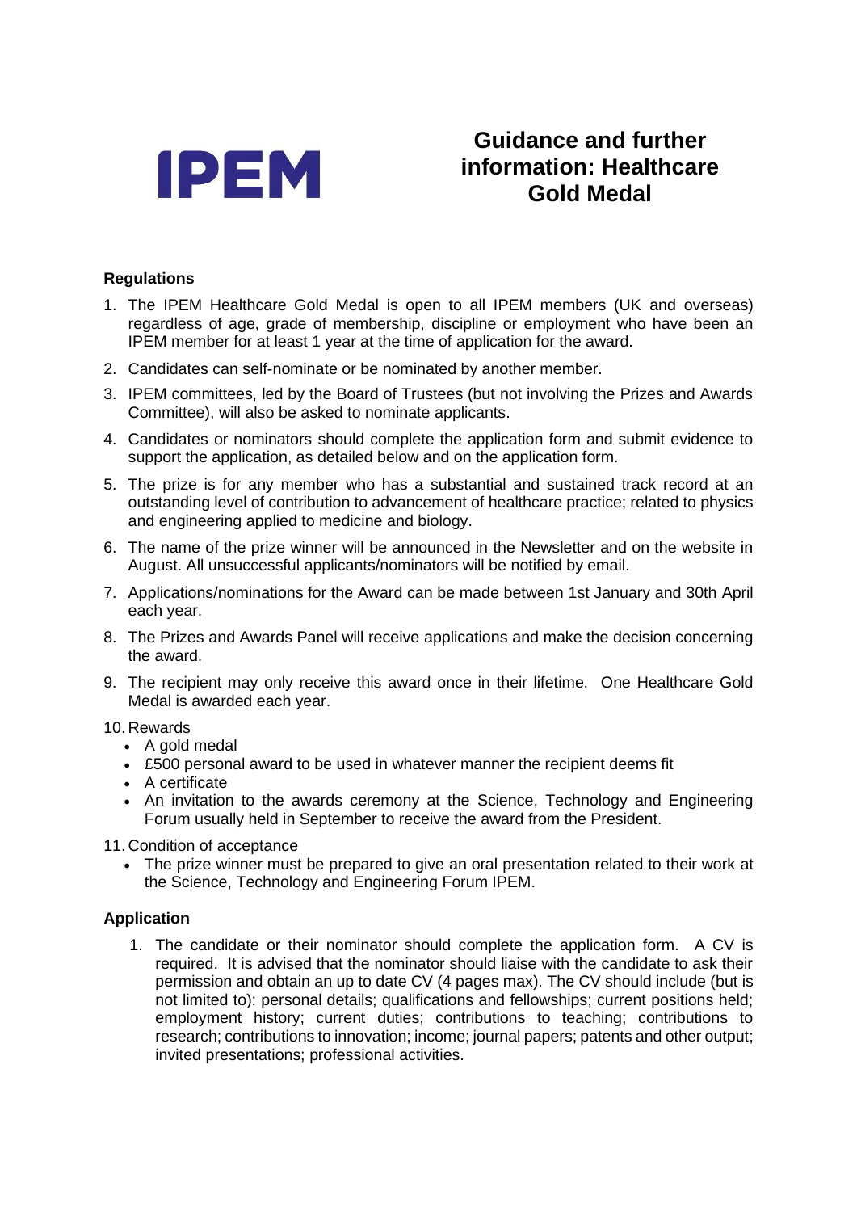IPEM

# Guidance and further information: Healthcare Gold Medal

## Regulations

1. The IPEM Healthcare Gold Medal is open to all IPEM members (UK and overseas) regardless of age, grade of membership, discipline or employment who have been an IPEM member for at least 1 year at the time of application for the award.
2. Candidates can self-nominate or be nominated by another member.
3. IPEM committees, led by the Board of Trustees (but not involving the Prizes and Awards Committee), will also be asked to nominate applicants.
4. Candidates or nominators should complete the application form and submit evidence to support the application, as detailed below and on the application form.
5. The prize is for any member who has a substantial and sustained track record at an outstanding level of contribution to advancement of healthcare practice; related to physics and engineering applied to medicine and biology.
6. The name of the prize winner will be announced in the Newsletter and on the website in August. All unsuccessful applicants/nominators will be notified by email.
7. Applications/nominations for the Award can be made between 1st January and 30th April each year.
8. The Prizes and Awards Panel will receive applications and make the decision concerning the award.
9. The recipient may only receive this award once in their lifetime. One Healthcare Gold Medal is awarded each year.
10. Rewards
    - A gold medal
    - £500 personal award to be used in whatever manner the recipient deems fit
    - A certificate
    - An invitation to the awards ceremony at the Science, Technology and Engineering Forum usually held in September to receive the award from the President.
11. Condition of acceptance
    - The prize winner must be prepared to give an oral presentation related to their work at the Science, Technology and Engineering Forum IPEM.

## Application

1. The candidate or their nominator should complete the application form. A CV is required. It is advised that the nominator should liaise with the candidate to ask their permission and obtain an up to date CV (4 pages max). The CV should include (but is not limited to): personal details; qualifications and fellowships; current positions held; employment history; current duties; contributions to teaching; contributions to research; contributions to innovation; income; journal papers; patents and other output; invited presentations; professional activities.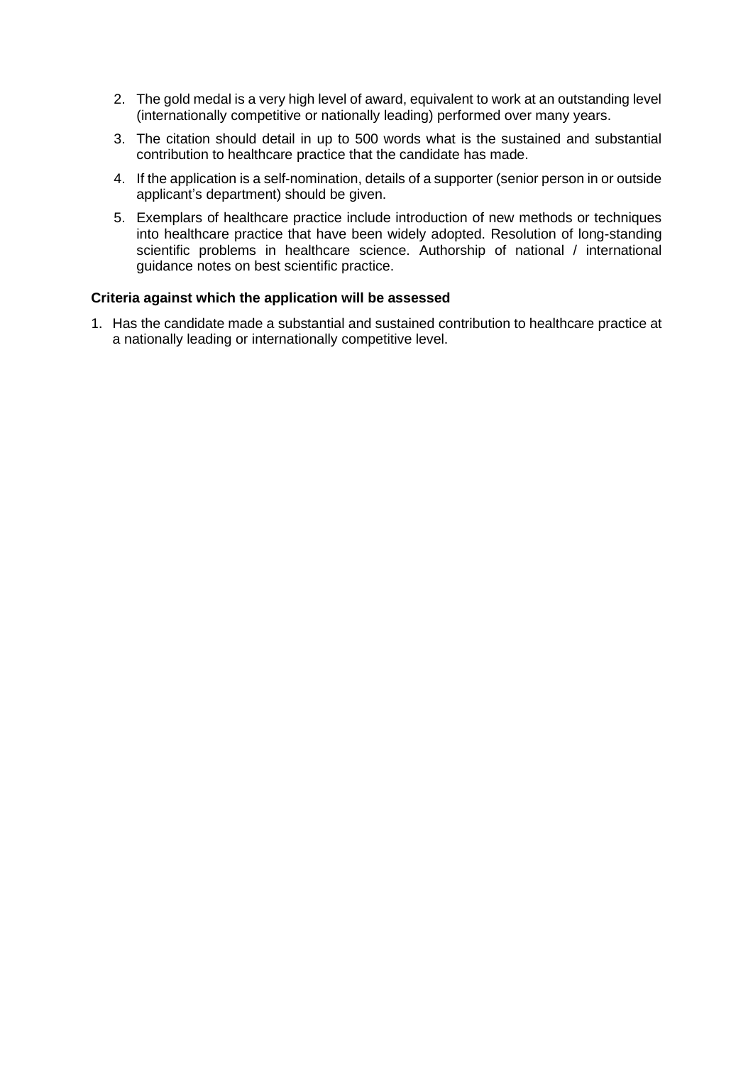2. The gold medal is a very high level of award, equivalent to work at an outstanding level (internationally competitive or nationally leading) performed over many years.
3. The citation should detail in up to 500 words what is the sustained and substantial contribution to healthcare practice that the candidate has made.
4. If the application is a self-nomination, details of a supporter (senior person in or outside applicant's department) should be given.
5. Exemplars of healthcare practice include introduction of new methods or techniques into healthcare practice that have been widely adopted. Resolution of long-standing scientific problems in healthcare science. Authorship of national / international guidance notes on best scientific practice.

**Criteria against which the application will be assessed**

1. Has the candidate made a substantial and sustained contribution to healthcare practice at a nationally leading or internationally competitive level.